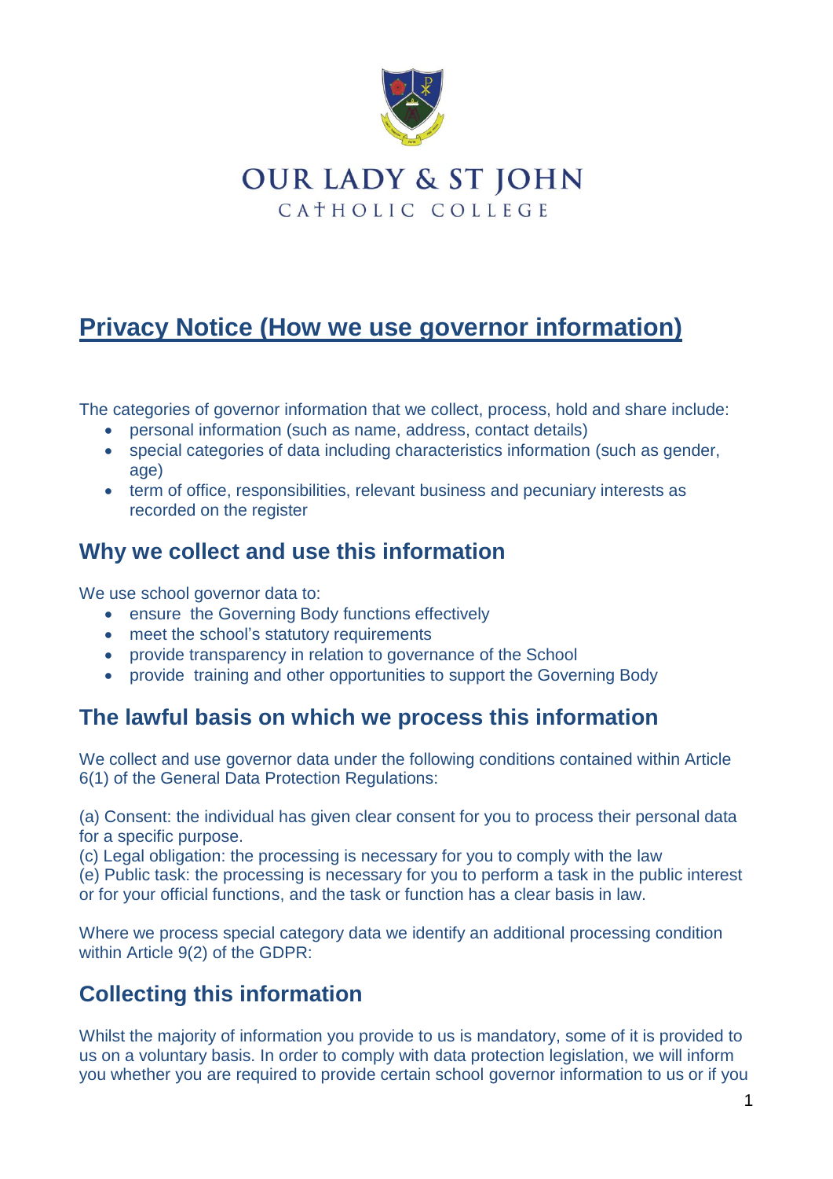# OUR LADY & ST JOHN

CATHOLIC COLLEGE

## Privacy Notice (How we use governor information)

The categories of governor information that we collect, process, hold and share include:

- personal information (such as name, address, contact details)
- special categories of data including characteristics information (such as gender, age)
- term of office, responsibilities, relevant business and pecuniary interests as recorded on the register

## Why we collect and use this information

We use school governor data to:

- ensure the Governing Body functions effectively
- meet the school's statutory requirements
- provide transparency in relation to governance of the School
- provide training and other opportunities to support the Governing Body

## The lawful basis on which we process this information

We collect and use governor data under the following conditions contained within Article 6(1) of the General Data Protection Regulations:

(a) Consent: the individual has given clear consent for you to process their personal data for a specific purpose.
(c) Legal obligation: the processing is necessary for you to comply with the law
(e) Public task: the processing is necessary for you to perform a task in the public interest or for your official functions, and the task or function has a clear basis in law.

Where we process special category data we identify an additional processing condition within Article 9(2) of the GDPR:

## Collecting this information

Whilst the majority of information you provide to us is mandatory, some of it is provided to us on a voluntary basis. In order to comply with data protection legislation, we will inform you whether you are required to provide certain school governor information to us or if you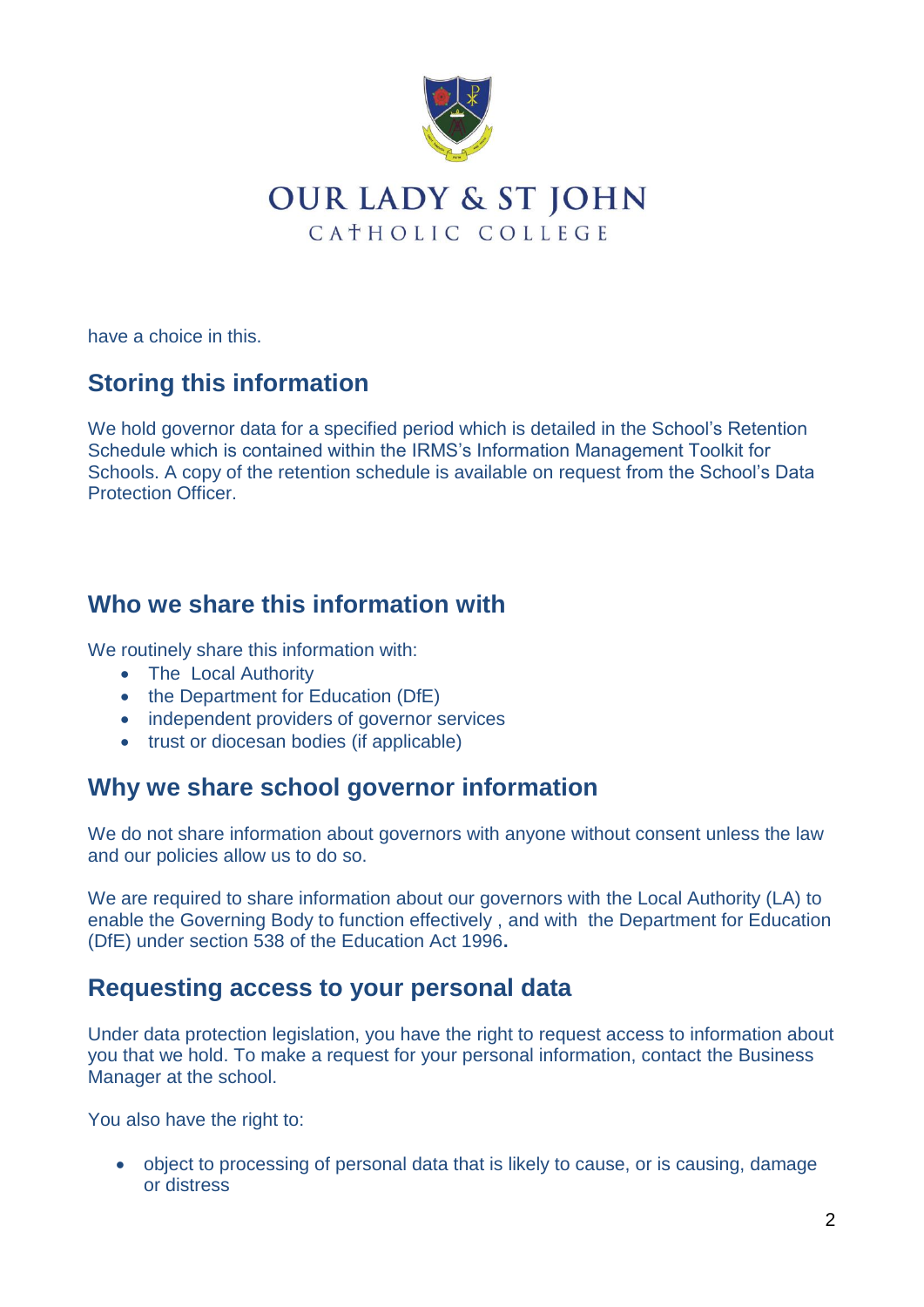have a choice in this.

## Storing this information

We hold governor data for a specified period which is detailed in the School's Retention Schedule which is contained within the IRMS's Information Management Toolkit for Schools. A copy of the retention schedule is available on request from the School's Data Protection Officer.

## Who we share this information with

We routinely share this information with:

- The Local Authority
- the Department for Education (DfE)
- independent providers of governor services
- trust or diocesan bodies (if applicable)

## Why we share school governor information

We do not share information about governors with anyone without consent unless the law and our policies allow us to do so.

We are required to share information about our governors with the Local Authority (LA) to enable the Governing Body to function effectively , and with the Department for Education (DfE) under section 538 of the Education Act 1996.

## Requesting access to your personal data

Under data protection legislation, you have the right to request access to information about you that we hold. To make a request for your personal information, contact the Business Manager at the school.

You also have the right to:

- object to processing of personal data that is likely to cause, or is causing, damage or distress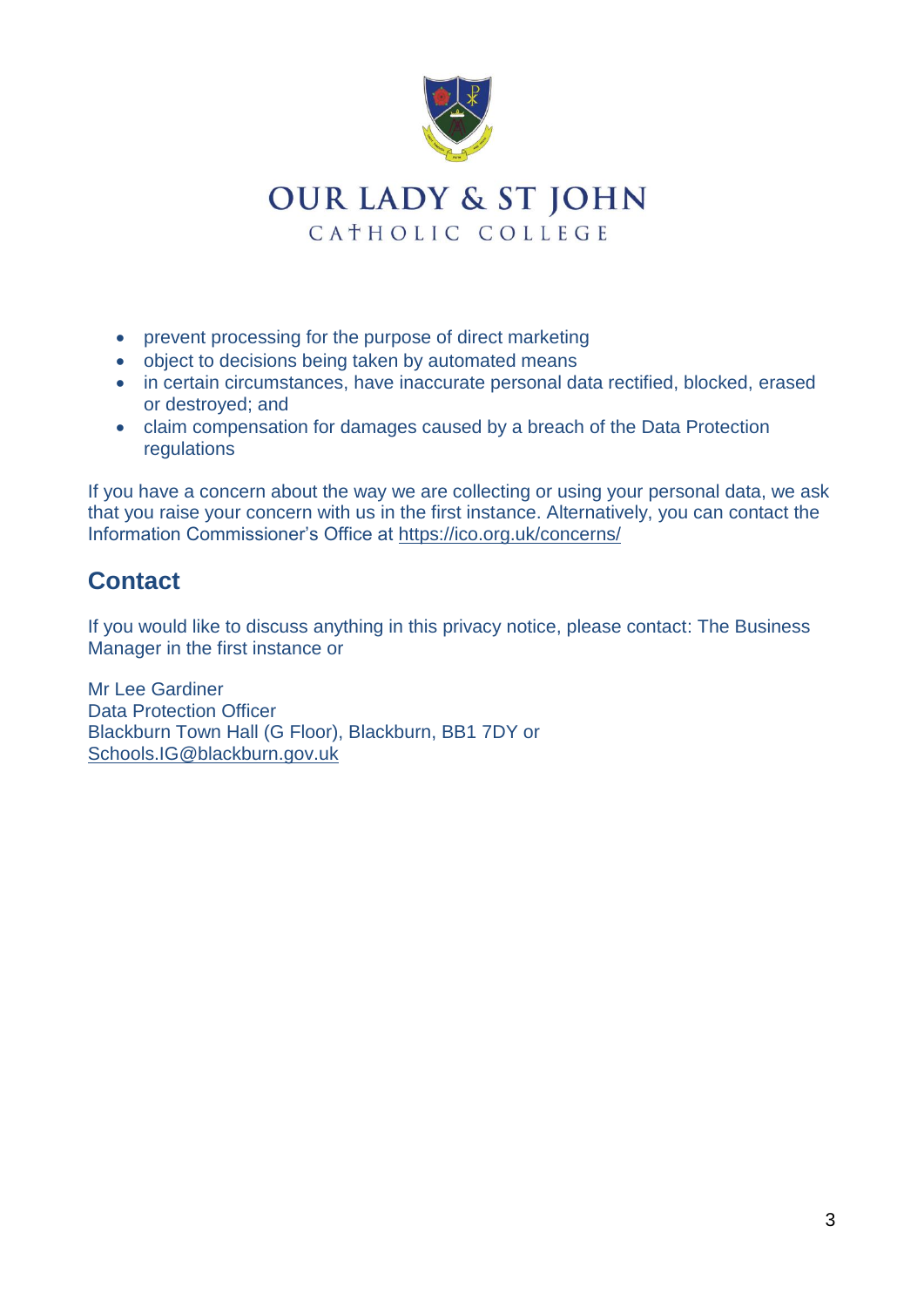- prevent processing for the purpose of direct marketing
- object to decisions being taken by automated means
- in certain circumstances, have inaccurate personal data rectified, blocked, erased or destroyed; and
- claim compensation for damages caused by a breach of the Data Protection regulations

If you have a concern about the way we are collecting or using your personal data, we ask that you raise your concern with us in the first instance. Alternatively, you can contact the Information Commissioner's Office at https://ico.org.uk/concerns/

## Contact

If you would like to discuss anything in this privacy notice, please contact: The Business Manager in the first instance or

Mr Lee Gardiner
Data Protection Officer
Blackburn Town Hall (G Floor), Blackburn, BB1 7DY or
Schools.IG@blackburn.gov.uk